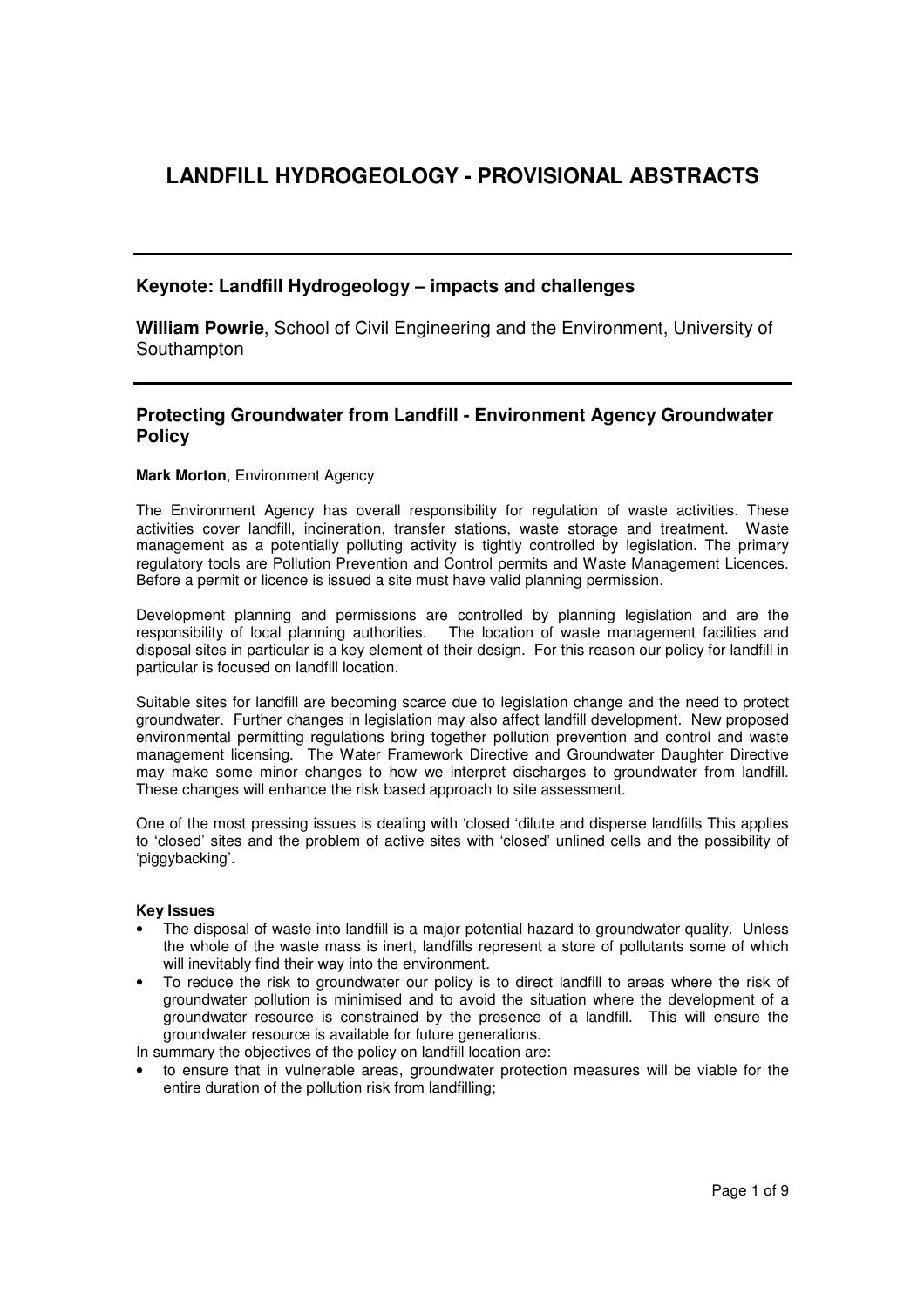# LANDFILL HYDROGEOLOGY - PROVISIONAL ABSTRACTS

---

## Keynote: Landfill Hydrogeology – impacts and challenges

**William Powrie**, School of Civil Engineering and the Environment, University of Southampton

---

## Protecting Groundwater from Landfill - Environment Agency Groundwater Policy

**Mark Morton**, Environment Agency

The Environment Agency has overall responsibility for regulation of waste activities. These activities cover landfill, incineration, transfer stations, waste storage and treatment. Waste management as a potentially polluting activity is tightly controlled by legislation. The primary regulatory tools are Pollution Prevention and Control permits and Waste Management Licences. Before a permit or licence is issued a site must have valid planning permission.

Development planning and permissions are controlled by planning legislation and are the responsibility of local planning authorities. The location of waste management facilities and disposal sites in particular is a key element of their design. For this reason our policy for landfill in particular is focused on landfill location.

Suitable sites for landfill are becoming scarce due to legislation change and the need to protect groundwater. Further changes in legislation may also affect landfill development. New proposed environmental permitting regulations bring together pollution prevention and control and waste management licensing. The Water Framework Directive and Groundwater Daughter Directive may make some minor changes to how we interpret discharges to groundwater from landfill. These changes will enhance the risk based approach to site assessment.

One of the most pressing issues is dealing with 'closed 'dilute and disperse landfills This applies to 'closed' sites and the problem of active sites with 'closed' unlined cells and the possibility of 'piggybacking'.

**Key Issues**

- The disposal of waste into landfill is a major potential hazard to groundwater quality. Unless the whole of the waste mass is inert, landfills represent a store of pollutants some of which will inevitably find their way into the environment.
- To reduce the risk to groundwater our policy is to direct landfill to areas where the risk of groundwater pollution is minimised and to avoid the situation where the development of a groundwater resource is constrained by the presence of a landfill. This will ensure the groundwater resource is available for future generations.

In summary the objectives of the policy on landfill location are:

- to ensure that in vulnerable areas, groundwater protection measures will be viable for the entire duration of the pollution risk from landfilling;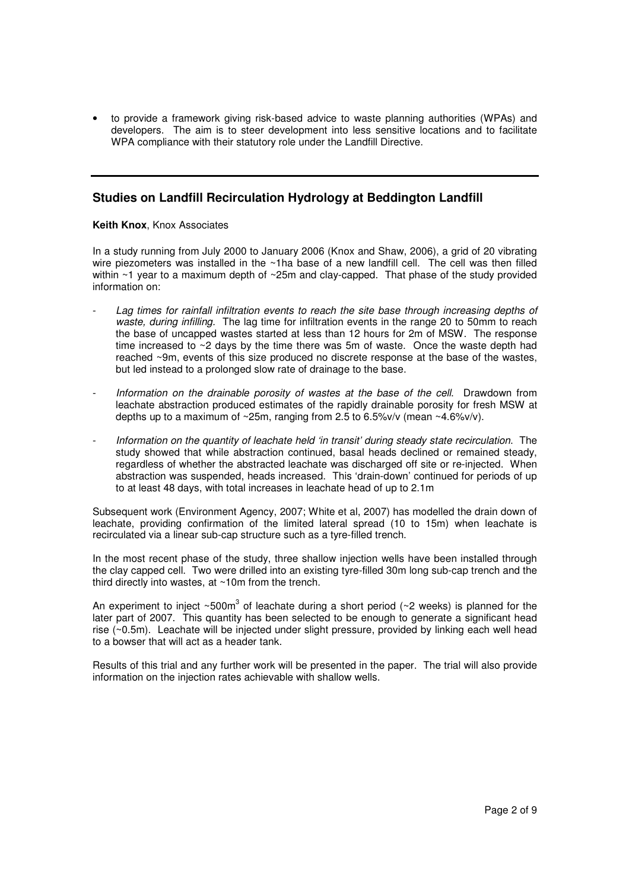- to provide a framework giving risk-based advice to waste planning authorities (WPAs) and developers. The aim is to steer development into less sensitive locations and to facilitate WPA compliance with their statutory role under the Landfill Directive.

---

## Studies on Landfill Recirculation Hydrology at Beddington Landfill

**Keith Knox**, Knox Associates

In a study running from July 2000 to January 2006 (Knox and Shaw, 2006), a grid of 20 vibrating wire piezometers was installed in the ~1ha base of a new landfill cell. The cell was then filled within ~1 year to a maximum depth of ~25m and clay-capped. That phase of the study provided information on:

- *Lag times for rainfall infiltration events to reach the site base through increasing depths of waste, during infilling.* The lag time for infiltration events in the range 20 to 50mm to reach the base of uncapped wastes started at less than 12 hours for 2m of MSW. The response time increased to ~2 days by the time there was 5m of waste. Once the waste depth had reached ~9m, events of this size produced no discrete response at the base of the wastes, but led instead to a prolonged slow rate of drainage to the base.
- *Information on the drainable porosity of wastes at the base of the cell.* Drawdown from leachate abstraction produced estimates of the rapidly drainable porosity for fresh MSW at depths up to a maximum of ~25m, ranging from 2.5 to 6.5%v/v (mean ~4.6%v/v).
- *Information on the quantity of leachate held 'in transit' during steady state recirculation.* The study showed that while abstraction continued, basal heads declined or remained steady, regardless of whether the abstracted leachate was discharged off site or re-injected. When abstraction was suspended, heads increased. This 'drain-down' continued for periods of up to at least 48 days, with total increases in leachate head of up to 2.1m

Subsequent work (Environment Agency, 2007; White et al, 2007) has modelled the drain down of leachate, providing confirmation of the limited lateral spread (10 to 15m) when leachate is recirculated via a linear sub-cap structure such as a tyre-filled trench.

In the most recent phase of the study, three shallow injection wells have been installed through the clay capped cell. Two were drilled into an existing tyre-filled 30m long sub-cap trench and the third directly into wastes, at ~10m from the trench.

An experiment to inject ~500m$^3$ of leachate during a short period (~2 weeks) is planned for the later part of 2007. This quantity has been selected to be enough to generate a significant head rise (~0.5m). Leachate will be injected under slight pressure, provided by linking each well head to a bowser that will act as a header tank.

Results of this trial and any further work will be presented in the paper. The trial will also provide information on the injection rates achievable with shallow wells.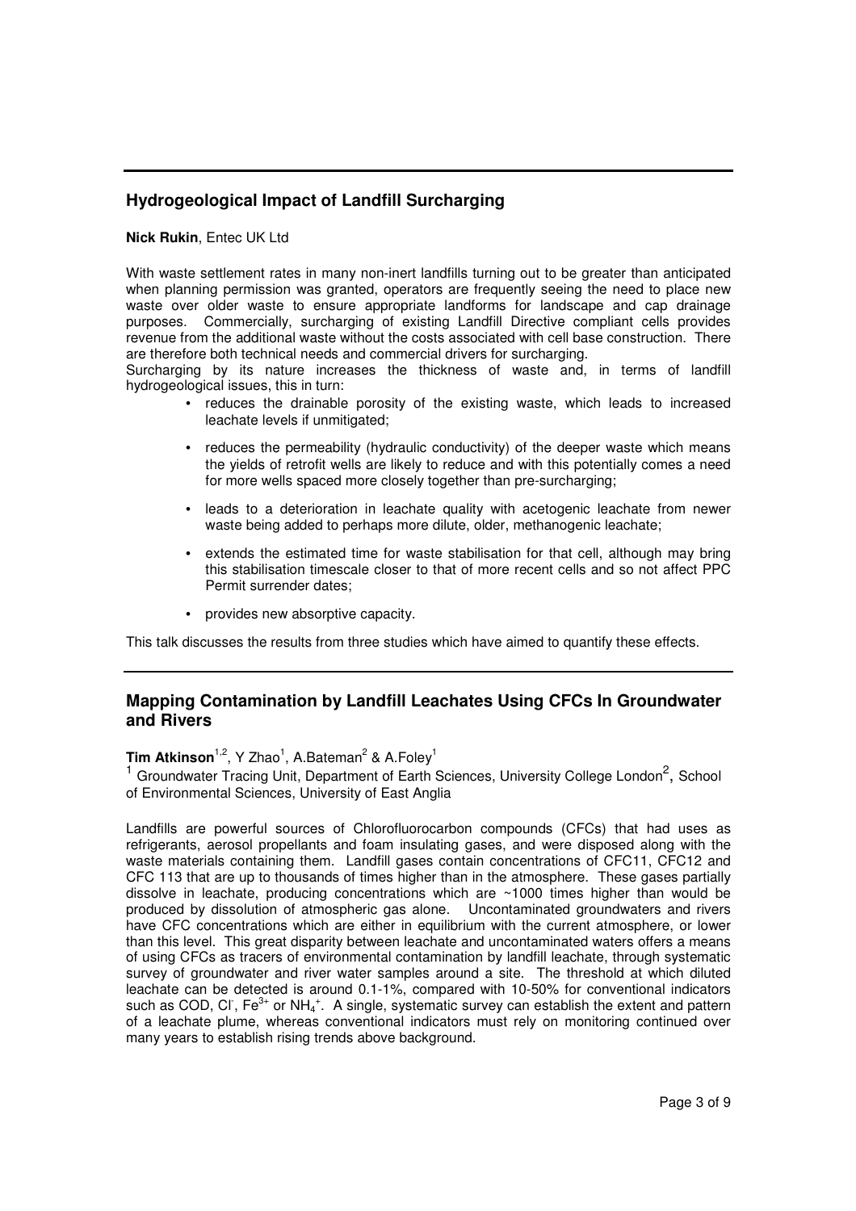## Hydrogeological Impact of Landfill Surcharging

**Nick Rukin**, Entec UK Ltd

With waste settlement rates in many non-inert landfills turning out to be greater than anticipated when planning permission was granted, operators are frequently seeing the need to place new waste over older waste to ensure appropriate landforms for landscape and cap drainage purposes. Commercially, surcharging of existing Landfill Directive compliant cells provides revenue from the additional waste without the costs associated with cell base construction. There are therefore both technical needs and commercial drivers for surcharging.

Surcharging by its nature increases the thickness of waste and, in terms of landfill hydrogeological issues, this in turn:

- reduces the drainable porosity of the existing waste, which leads to increased leachate levels if unmitigated;
- reduces the permeability (hydraulic conductivity) of the deeper waste which means the yields of retrofit wells are likely to reduce and with this potentially comes a need for more wells spaced more closely together than pre-surcharging;
- leads to a deterioration in leachate quality with acetogenic leachate from newer waste being added to perhaps more dilute, older, methanogenic leachate;
- extends the estimated time for waste stabilisation for that cell, although may bring this stabilisation timescale closer to that of more recent cells and so not affect PPC Permit surrender dates;
- provides new absorptive capacity.

This talk discusses the results from three studies which have aimed to quantify these effects.

## Mapping Contamination by Landfill Leachates Using CFCs In Groundwater and Rivers

**Tim Atkinson**[1,2], Y Zhao[1], A.Bateman[2] & A.Foley[1]

[1] Groundwater Tracing Unit, Department of Earth Sciences, University College London[2], School of Environmental Sciences, University of East Anglia

Landfills are powerful sources of Chlorofluorocarbon compounds (CFCs) that had uses as refrigerants, aerosol propellants and foam insulating gases, and were disposed along with the waste materials containing them. Landfill gases contain concentrations of CFC11, CFC12 and CFC 113 that are up to thousands of times higher than in the atmosphere. These gases partially dissolve in leachate, producing concentrations which are ~1000 times higher than would be produced by dissolution of atmospheric gas alone. Uncontaminated groundwaters and rivers have CFC concentrations which are either in equilibrium with the current atmosphere, or lower than this level. This great disparity between leachate and uncontaminated waters offers a means of using CFCs as tracers of environmental contamination by landfill leachate, through systematic survey of groundwater and river water samples around a site. The threshold at which diluted leachate can be detected is around 0.1-1%, compared with 10-50% for conventional indicators such as COD, $Cl^-$, $Fe^{3+}$ or $NH_4^+$. A single, systematic survey can establish the extent and pattern of a leachate plume, whereas conventional indicators must rely on monitoring continued over many years to establish rising trends above background.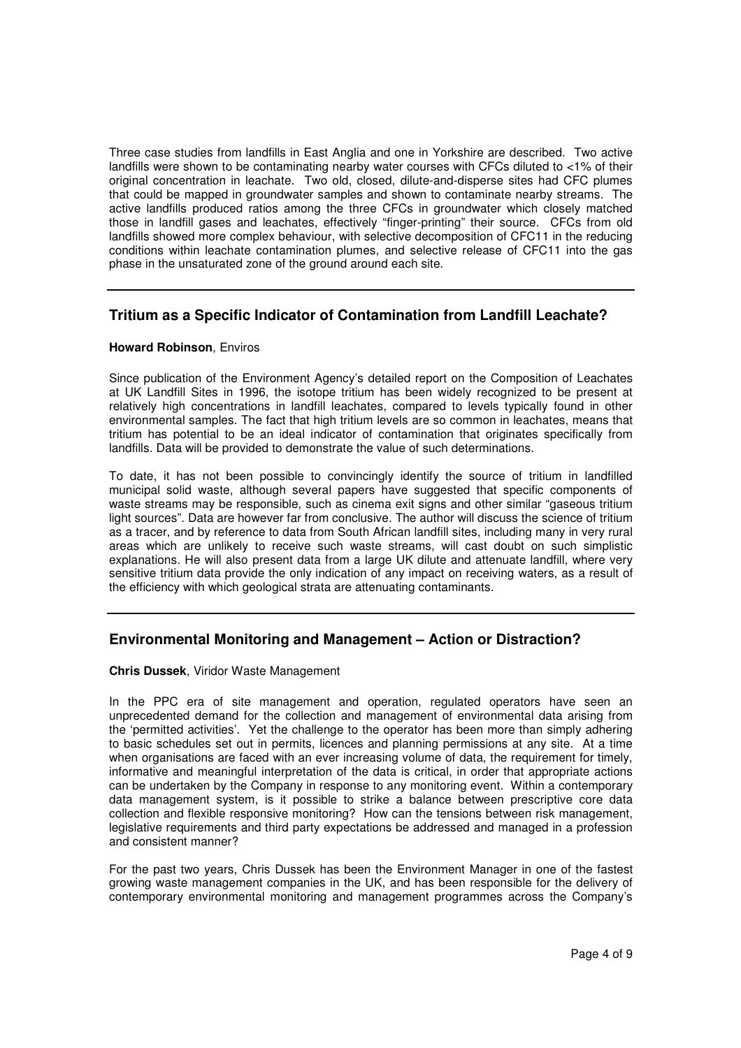Three case studies from landfills in East Anglia and one in Yorkshire are described. Two active landfills were shown to be contaminating nearby water courses with CFCs diluted to <1% of their original concentration in leachate. Two old, closed, dilute-and-disperse sites had CFC plumes that could be mapped in groundwater samples and shown to contaminate nearby streams. The active landfills produced ratios among the three CFCs in groundwater which closely matched those in landfill gases and leachates, effectively "finger-printing" their source. CFCs from old landfills showed more complex behaviour, with selective decomposition of CFC11 in the reducing conditions within leachate contamination plumes, and selective release of CFC11 into the gas phase in the unsaturated zone of the ground around each site.

---

## Tritium as a Specific Indicator of Contamination from Landfill Leachate?

**Howard Robinson**, Enviros

Since publication of the Environment Agency's detailed report on the Composition of Leachates at UK Landfill Sites in 1996, the isotope tritium has been widely recognized to be present at relatively high concentrations in landfill leachates, compared to levels typically found in other environmental samples. The fact that high tritium levels are so common in leachates, means that tritium has potential to be an ideal indicator of contamination that originates specifically from landfills. Data will be provided to demonstrate the value of such determinations.

To date, it has not been possible to convincingly identify the source of tritium in landfilled municipal solid waste, although several papers have suggested that specific components of waste streams may be responsible, such as cinema exit signs and other similar "gaseous tritium light sources". Data are however far from conclusive. The author will discuss the science of tritium as a tracer, and by reference to data from South African landfill sites, including many in very rural areas which are unlikely to receive such waste streams, will cast doubt on such simplistic explanations. He will also present data from a large UK dilute and attenuate landfill, where very sensitive tritium data provide the only indication of any impact on receiving waters, as a result of the efficiency with which geological strata are attenuating contaminants.

---

## Environmental Monitoring and Management – Action or Distraction?

**Chris Dussek**, Viridor Waste Management

In the PPC era of site management and operation, regulated operators have seen an unprecedented demand for the collection and management of environmental data arising from the 'permitted activities'. Yet the challenge to the operator has been more than simply adhering to basic schedules set out in permits, licences and planning permissions at any site. At a time when organisations are faced with an ever increasing volume of data, the requirement for timely, informative and meaningful interpretation of the data is critical, in order that appropriate actions can be undertaken by the Company in response to any monitoring event. Within a contemporary data management system, is it possible to strike a balance between prescriptive core data collection and flexible responsive monitoring? How can the tensions between risk management, legislative requirements and third party expectations be addressed and managed in a profession and consistent manner?

For the past two years, Chris Dussek has been the Environment Manager in one of the fastest growing waste management companies in the UK, and has been responsible for the delivery of contemporary environmental monitoring and management programmes across the Company's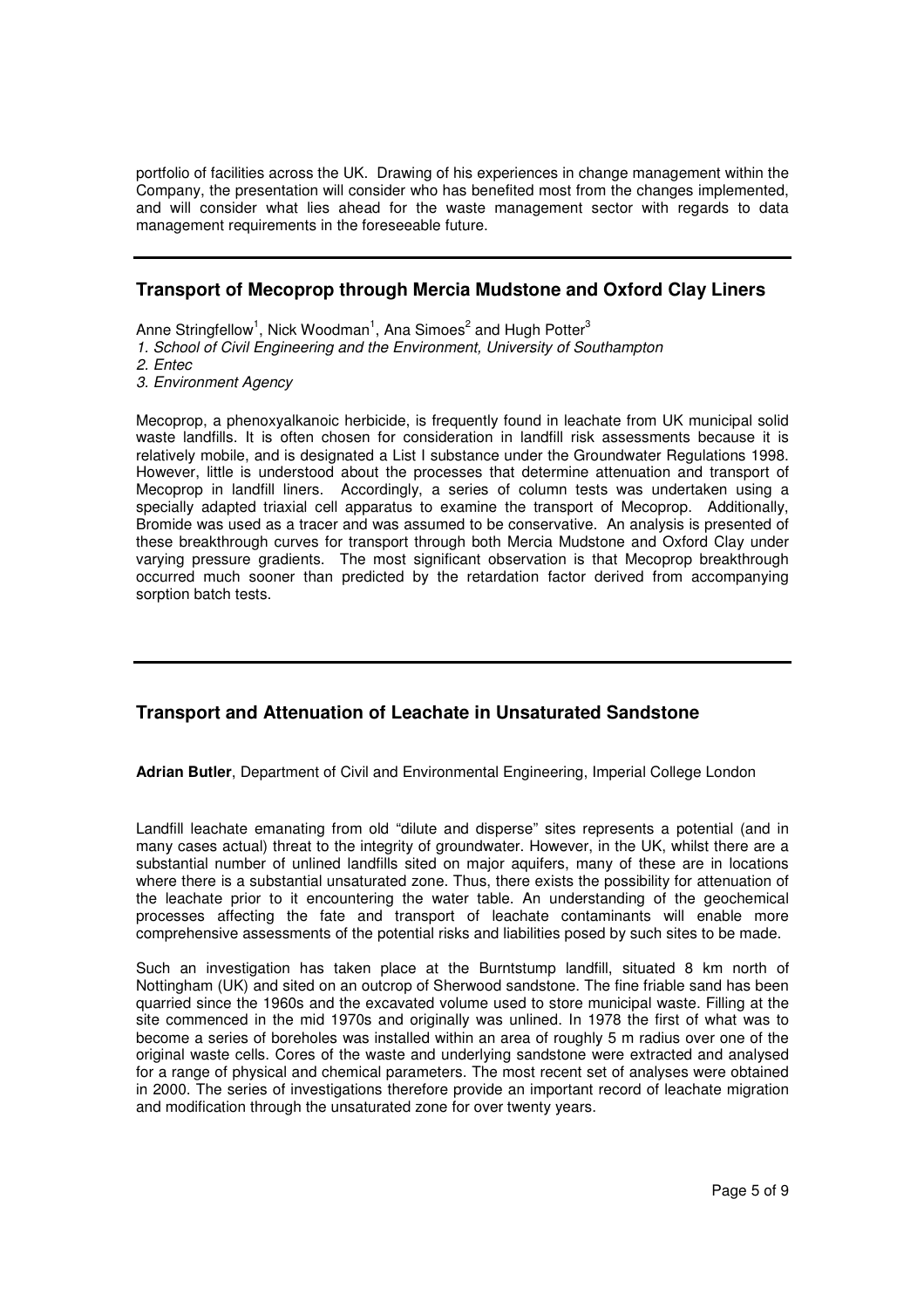portfolio of facilities across the UK. Drawing of his experiences in change management within the Company, the presentation will consider who has benefited most from the changes implemented, and will consider what lies ahead for the waste management sector with regards to data management requirements in the foreseeable future.

---

## Transport of Mecoprop through Mercia Mudstone and Oxford Clay Liners

Anne Stringfellow[1], Nick Woodman[1], Ana Simoes[2] and Hugh Potter[3]

*1. School of Civil Engineering and the Environment, University of Southampton*

*2. Entec*

*3. Environment Agency*

Mecoprop, a phenoxyalkanoic herbicide, is frequently found in leachate from UK municipal solid waste landfills. It is often chosen for consideration in landfill risk assessments because it is relatively mobile, and is designated a List I substance under the Groundwater Regulations 1998. However, little is understood about the processes that determine attenuation and transport of Mecoprop in landfill liners. Accordingly, a series of column tests was undertaken using a specially adapted triaxial cell apparatus to examine the transport of Mecoprop. Additionally, Bromide was used as a tracer and was assumed to be conservative. An analysis is presented of these breakthrough curves for transport through both Mercia Mudstone and Oxford Clay under varying pressure gradients. The most significant observation is that Mecoprop breakthrough occurred much sooner than predicted by the retardation factor derived from accompanying sorption batch tests.

---

## Transport and Attenuation of Leachate in Unsaturated Sandstone

**Adrian Butler**, Department of Civil and Environmental Engineering, Imperial College London

Landfill leachate emanating from old "dilute and disperse" sites represents a potential (and in many cases actual) threat to the integrity of groundwater. However, in the UK, whilst there are a substantial number of unlined landfills sited on major aquifers, many of these are in locations where there is a substantial unsaturated zone. Thus, there exists the possibility for attenuation of the leachate prior to it encountering the water table. An understanding of the geochemical processes affecting the fate and transport of leachate contaminants will enable more comprehensive assessments of the potential risks and liabilities posed by such sites to be made.

Such an investigation has taken place at the Burntstump landfill, situated 8 km north of Nottingham (UK) and sited on an outcrop of Sherwood sandstone. The fine friable sand has been quarried since the 1960s and the excavated volume used to store municipal waste. Filling at the site commenced in the mid 1970s and originally was unlined. In 1978 the first of what was to become a series of boreholes was installed within an area of roughly 5 m radius over one of the original waste cells. Cores of the waste and underlying sandstone were extracted and analysed for a range of physical and chemical parameters. The most recent set of analyses were obtained in 2000. The series of investigations therefore provide an important record of leachate migration and modification through the unsaturated zone for over twenty years.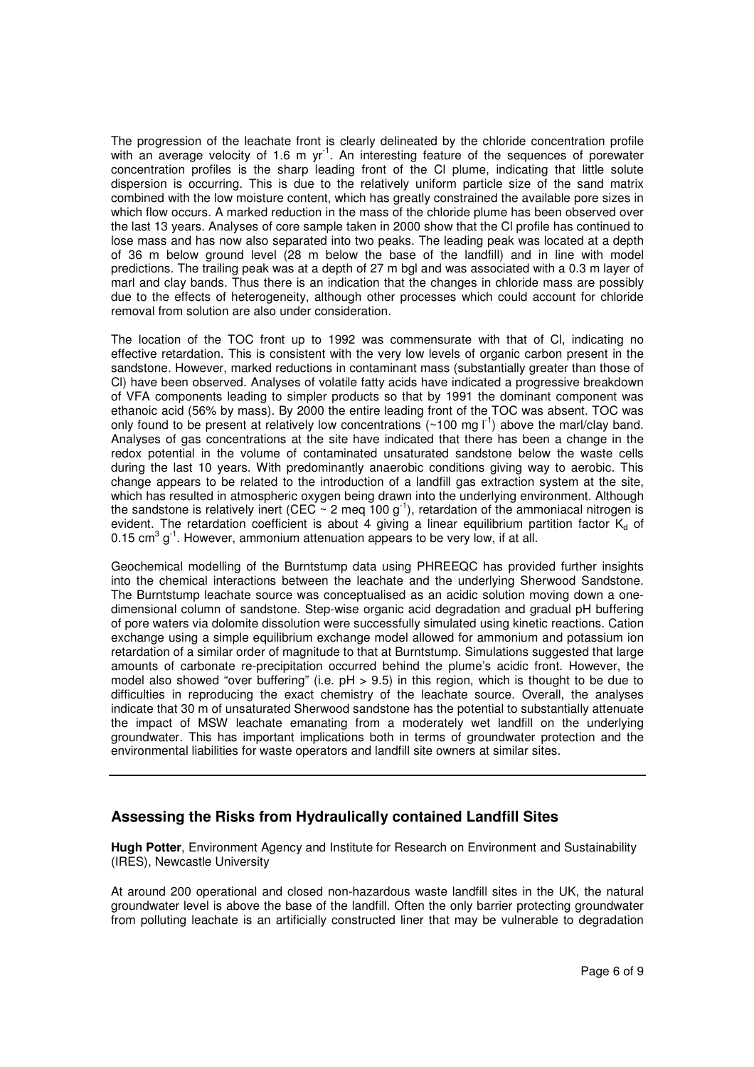The progression of the leachate front is clearly delineated by the chloride concentration profile with an average velocity of 1.6 m $yr^{-1}$. An interesting feature of the sequences of porewater concentration profiles is the sharp leading front of the Cl plume, indicating that little solute dispersion is occurring. This is due to the relatively uniform particle size of the sand matrix combined with the low moisture content, which has greatly constrained the available pore sizes in which flow occurs. A marked reduction in the mass of the chloride plume has been observed over the last 13 years. Analyses of core sample taken in 2000 show that the Cl profile has continued to lose mass and has now also separated into two peaks. The leading peak was located at a depth of 36 m below ground level (28 m below the base of the landfill) and in line with model predictions. The trailing peak was at a depth of 27 m bgl and was associated with a 0.3 m layer of marl and clay bands. Thus there is an indication that the changes in chloride mass are possibly due to the effects of heterogeneity, although other processes which could account for chloride removal from solution are also under consideration.

The location of the TOC front up to 1992 was commensurate with that of Cl, indicating no effective retardation. This is consistent with the very low levels of organic carbon present in the sandstone. However, marked reductions in contaminant mass (substantially greater than those of Cl) have been observed. Analyses of volatile fatty acids have indicated a progressive breakdown of VFA components leading to simpler products so that by 1991 the dominant component was ethanoic acid (56% by mass). By 2000 the entire leading front of the TOC was absent. TOC was only found to be present at relatively low concentrations (~100 mg $l^{-1}$) above the marl/clay band. Analyses of gas concentrations at the site have indicated that there has been a change in the redox potential in the volume of contaminated unsaturated sandstone below the waste cells during the last 10 years. With predominantly anaerobic conditions giving way to aerobic. This change appears to be related to the introduction of a landfill gas extraction system at the site, which has resulted in atmospheric oxygen being drawn into the underlying environment. Although the sandstone is relatively inert (CEC ~ 2 meq 100 $g^{-1}$), retardation of the ammoniacal nitrogen is evident. The retardation coefficient is about 4 giving a linear equilibrium partition factor $K_d$ of 0.15 $cm^3$ $g^{-1}$. However, ammonium attenuation appears to be very low, if at all.

Geochemical modelling of the Burntstump data using PHREEQC has provided further insights into the chemical interactions between the leachate and the underlying Sherwood Sandstone. The Burntstump leachate source was conceptualised as an acidic solution moving down a one-dimensional column of sandstone. Step-wise organic acid degradation and gradual pH buffering of pore waters via dolomite dissolution were successfully simulated using kinetic reactions. Cation exchange using a simple equilibrium exchange model allowed for ammonium and potassium ion retardation of a similar order of magnitude to that at Burntstump. Simulations suggested that large amounts of carbonate re-precipitation occurred behind the plume's acidic front. However, the model also showed "over buffering" (i.e. pH > 9.5) in this region, which is thought to be due to difficulties in reproducing the exact chemistry of the leachate source. Overall, the analyses indicate that 30 m of unsaturated Sherwood sandstone has the potential to substantially attenuate the impact of MSW leachate emanating from a moderately wet landfill on the underlying groundwater. This has important implications both in terms of groundwater protection and the environmental liabilities for waste operators and landfill site owners at similar sites.

---

## Assessing the Risks from Hydraulically contained Landfill Sites

**Hugh Potter**, Environment Agency and Institute for Research on Environment and Sustainability (IRES), Newcastle University

At around 200 operational and closed non-hazardous waste landfill sites in the UK, the natural groundwater level is above the base of the landfill. Often the only barrier protecting groundwater from polluting leachate is an artificially constructed liner that may be vulnerable to degradation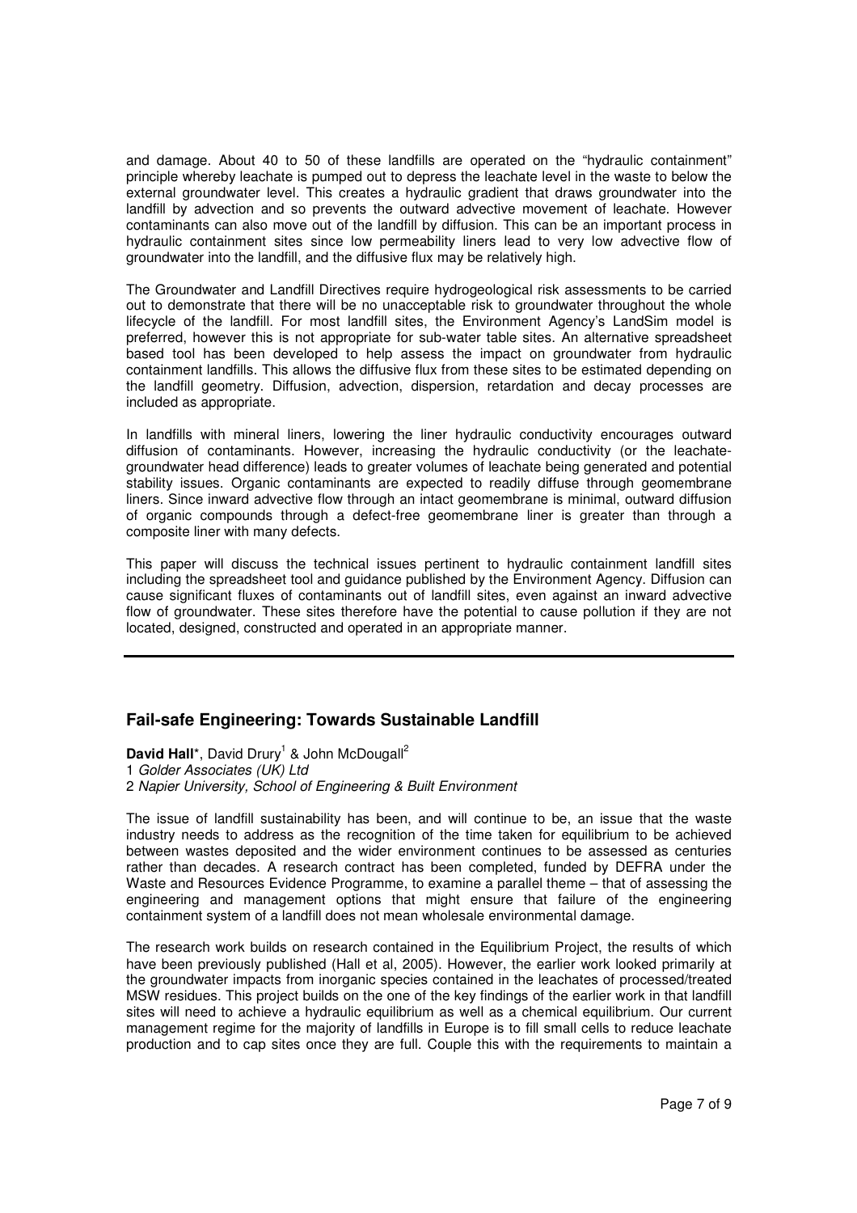and damage. About 40 to 50 of these landfills are operated on the "hydraulic containment" principle whereby leachate is pumped out to depress the leachate level in the waste to below the external groundwater level. This creates a hydraulic gradient that draws groundwater into the landfill by advection and so prevents the outward advective movement of leachate. However contaminants can also move out of the landfill by diffusion. This can be an important process in hydraulic containment sites since low permeability liners lead to very low advective flow of groundwater into the landfill, and the diffusive flux may be relatively high.

The Groundwater and Landfill Directives require hydrogeological risk assessments to be carried out to demonstrate that there will be no unacceptable risk to groundwater throughout the whole lifecycle of the landfill. For most landfill sites, the Environment Agency's LandSim model is preferred, however this is not appropriate for sub-water table sites. An alternative spreadsheet based tool has been developed to help assess the impact on groundwater from hydraulic containment landfills. This allows the diffusive flux from these sites to be estimated depending on the landfill geometry. Diffusion, advection, dispersion, retardation and decay processes are included as appropriate.

In landfills with mineral liners, lowering the liner hydraulic conductivity encourages outward diffusion of contaminants. However, increasing the hydraulic conductivity (or the leachate-groundwater head difference) leads to greater volumes of leachate being generated and potential stability issues. Organic contaminants are expected to readily diffuse through geomembrane liners. Since inward advective flow through an intact geomembrane is minimal, outward diffusion of organic compounds through a defect-free geomembrane liner is greater than through a composite liner with many defects.

This paper will discuss the technical issues pertinent to hydraulic containment landfill sites including the spreadsheet tool and guidance published by the Environment Agency. Diffusion can cause significant fluxes of contaminants out of landfill sites, even against an inward advective flow of groundwater. These sites therefore have the potential to cause pollution if they are not located, designed, constructed and operated in an appropriate manner.

---

## Fail-safe Engineering: Towards Sustainable Landfill

**David Hall***, David Drury[1] & John McDougall[2]

1 *Golder Associates (UK) Ltd*

2 *Napier University, School of Engineering & Built Environment*

The issue of landfill sustainability has been, and will continue to be, an issue that the waste industry needs to address as the recognition of the time taken for equilibrium to be achieved between wastes deposited and the wider environment continues to be assessed as centuries rather than decades. A research contract has been completed, funded by DEFRA under the Waste and Resources Evidence Programme, to examine a parallel theme – that of assessing the engineering and management options that might ensure that failure of the engineering containment system of a landfill does not mean wholesale environmental damage.

The research work builds on research contained in the Equilibrium Project, the results of which have been previously published (Hall et al, 2005). However, the earlier work looked primarily at the groundwater impacts from inorganic species contained in the leachates of processed/treated MSW residues. This project builds on the one of the key findings of the earlier work in that landfill sites will need to achieve a hydraulic equilibrium as well as a chemical equilibrium. Our current management regime for the majority of landfills in Europe is to fill small cells to reduce leachate production and to cap sites once they are full. Couple this with the requirements to maintain a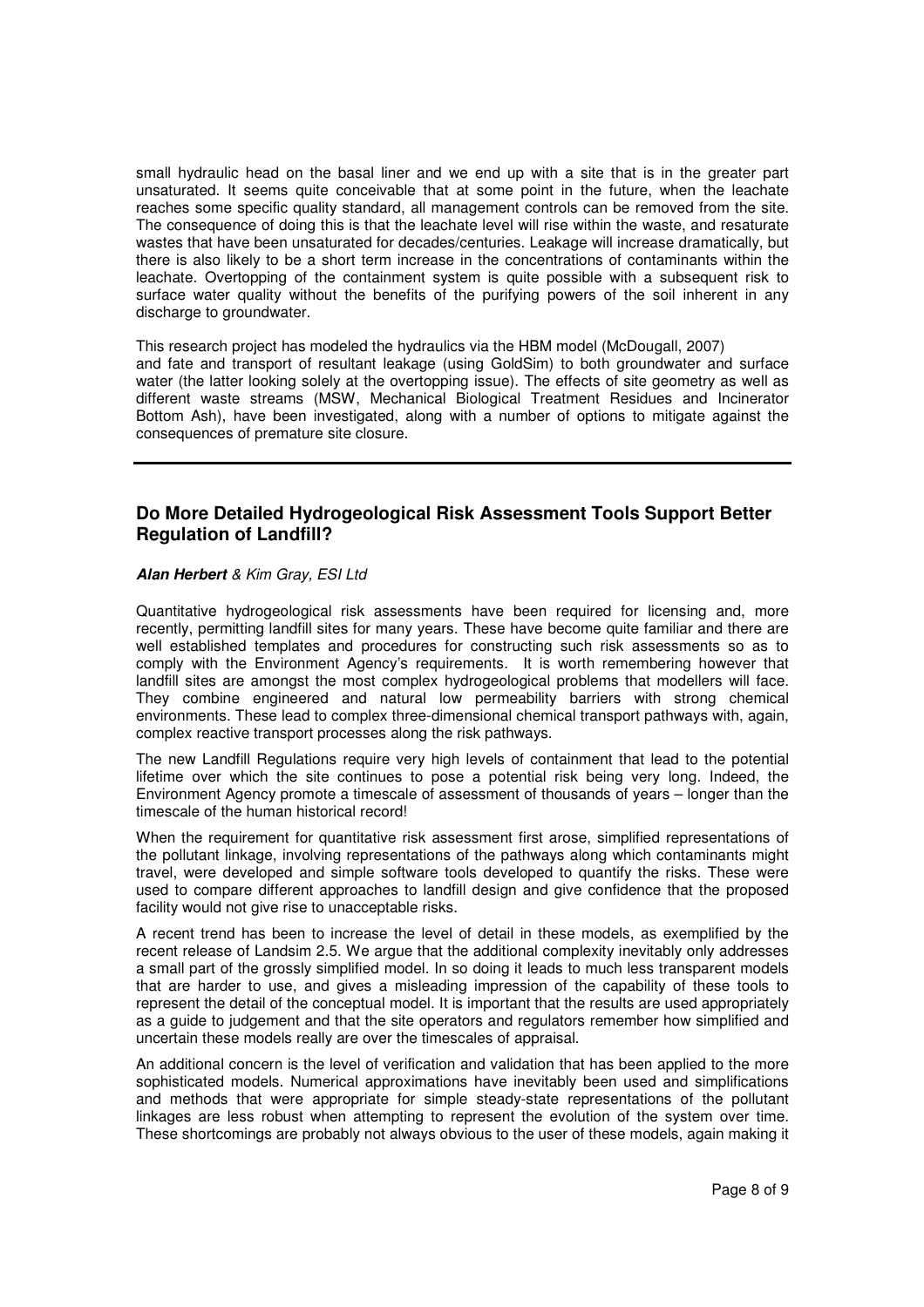small hydraulic head on the basal liner and we end up with a site that is in the greater part unsaturated. It seems quite conceivable that at some point in the future, when the leachate reaches some specific quality standard, all management controls can be removed from the site. The consequence of doing this is that the leachate level will rise within the waste, and resaturate wastes that have been unsaturated for decades/centuries. Leakage will increase dramatically, but there is also likely to be a short term increase in the concentrations of contaminants within the leachate. Overtopping of the containment system is quite possible with a subsequent risk to surface water quality without the benefits of the purifying powers of the soil inherent in any discharge to groundwater.

This research project has modeled the hydraulics via the HBM model (McDougall, 2007) and fate and transport of resultant leakage (using GoldSim) to both groundwater and surface water (the latter looking solely at the overtopping issue). The effects of site geometry as well as different waste streams (MSW, Mechanical Biological Treatment Residues and Incinerator Bottom Ash), have been investigated, along with a number of options to mitigate against the consequences of premature site closure.

---

## Do More Detailed Hydrogeological Risk Assessment Tools Support Better Regulation of Landfill?

***Alan Herbert*** *& Kim Gray, ESI Ltd*

Quantitative hydrogeological risk assessments have been required for licensing and, more recently, permitting landfill sites for many years. These have become quite familiar and there are well established templates and procedures for constructing such risk assessments so as to comply with the Environment Agency's requirements. It is worth remembering however that landfill sites are amongst the most complex hydrogeological problems that modellers will face. They combine engineered and natural low permeability barriers with strong chemical environments. These lead to complex three-dimensional chemical transport pathways with, again, complex reactive transport processes along the risk pathways.

The new Landfill Regulations require very high levels of containment that lead to the potential lifetime over which the site continues to pose a potential risk being very long. Indeed, the Environment Agency promote a timescale of assessment of thousands of years – longer than the timescale of the human historical record!

When the requirement for quantitative risk assessment first arose, simplified representations of the pollutant linkage, involving representations of the pathways along which contaminants might travel, were developed and simple software tools developed to quantify the risks. These were used to compare different approaches to landfill design and give confidence that the proposed facility would not give rise to unacceptable risks.

A recent trend has been to increase the level of detail in these models, as exemplified by the recent release of Landsim 2.5. We argue that the additional complexity inevitably only addresses a small part of the grossly simplified model. In so doing it leads to much less transparent models that are harder to use, and gives a misleading impression of the capability of these tools to represent the detail of the conceptual model. It is important that the results are used appropriately as a guide to judgement and that the site operators and regulators remember how simplified and uncertain these models really are over the timescales of appraisal.

An additional concern is the level of verification and validation that has been applied to the more sophisticated models. Numerical approximations have inevitably been used and simplifications and methods that were appropriate for simple steady-state representations of the pollutant linkages are less robust when attempting to represent the evolution of the system over time. These shortcomings are probably not always obvious to the user of these models, again making it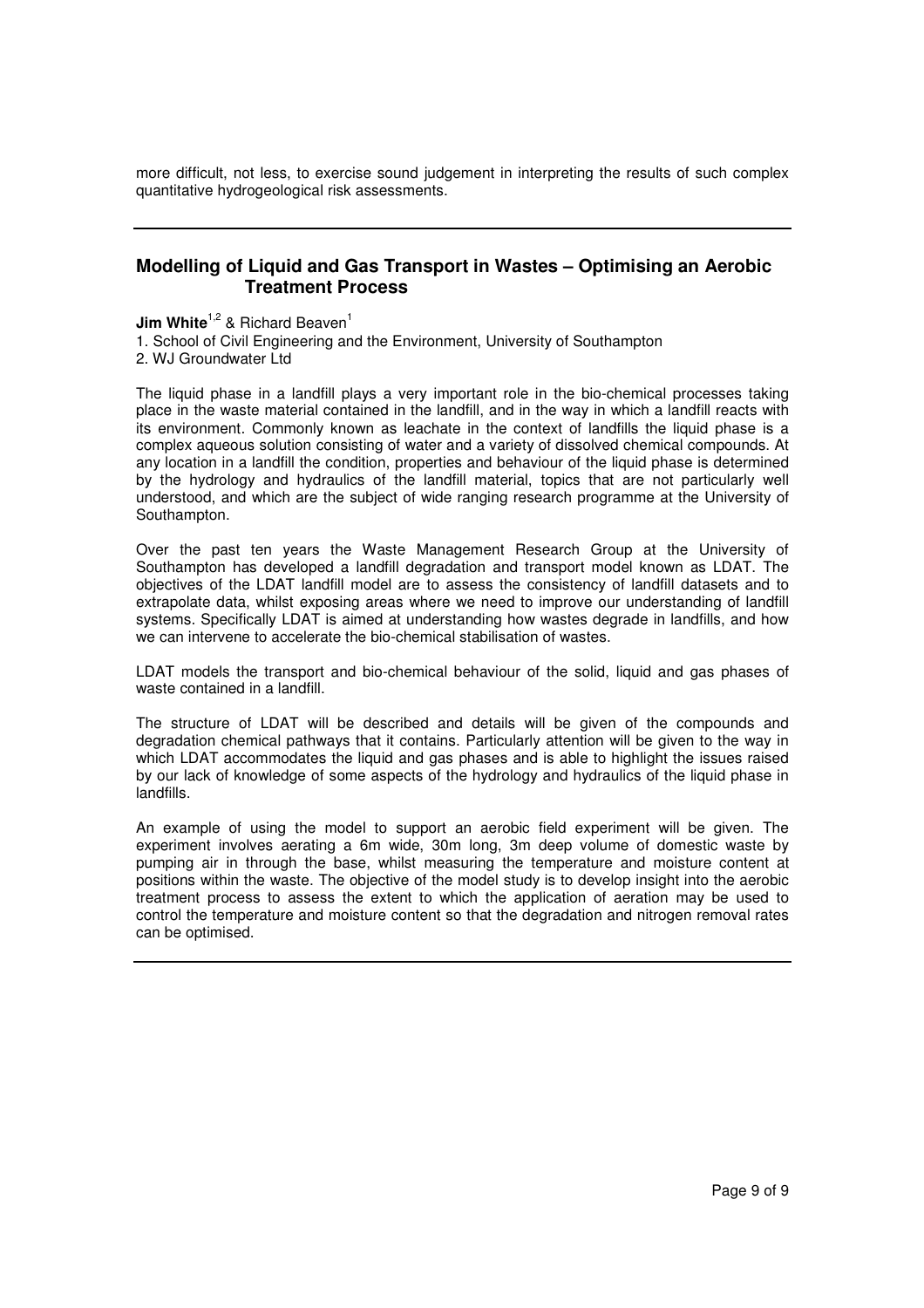more difficult, not less, to exercise sound judgement in interpreting the results of such complex quantitative hydrogeological risk assessments.

---

## Modelling of Liquid and Gas Transport in Wastes – Optimising an Aerobic Treatment Process

**Jim White**[1,2] & Richard Beaven[1]

1. School of Civil Engineering and the Environment, University of Southampton
2. WJ Groundwater Ltd

The liquid phase in a landfill plays a very important role in the bio-chemical processes taking place in the waste material contained in the landfill, and in the way in which a landfill reacts with its environment. Commonly known as leachate in the context of landfills the liquid phase is a complex aqueous solution consisting of water and a variety of dissolved chemical compounds. At any location in a landfill the condition, properties and behaviour of the liquid phase is determined by the hydrology and hydraulics of the landfill material, topics that are not particularly well understood, and which are the subject of wide ranging research programme at the University of Southampton.

Over the past ten years the Waste Management Research Group at the University of Southampton has developed a landfill degradation and transport model known as LDAT. The objectives of the LDAT landfill model are to assess the consistency of landfill datasets and to extrapolate data, whilst exposing areas where we need to improve our understanding of landfill systems. Specifically LDAT is aimed at understanding how wastes degrade in landfills, and how we can intervene to accelerate the bio-chemical stabilisation of wastes.

LDAT models the transport and bio-chemical behaviour of the solid, liquid and gas phases of waste contained in a landfill.

The structure of LDAT will be described and details will be given of the compounds and degradation chemical pathways that it contains. Particularly attention will be given to the way in which LDAT accommodates the liquid and gas phases and is able to highlight the issues raised by our lack of knowledge of some aspects of the hydrology and hydraulics of the liquid phase in landfills.

An example of using the model to support an aerobic field experiment will be given. The experiment involves aerating a 6m wide, 30m long, 3m deep volume of domestic waste by pumping air in through the base, whilst measuring the temperature and moisture content at positions within the waste. The objective of the model study is to develop insight into the aerobic treatment process to assess the extent to which the application of aeration may be used to control the temperature and moisture content so that the degradation and nitrogen removal rates can be optimised.

---